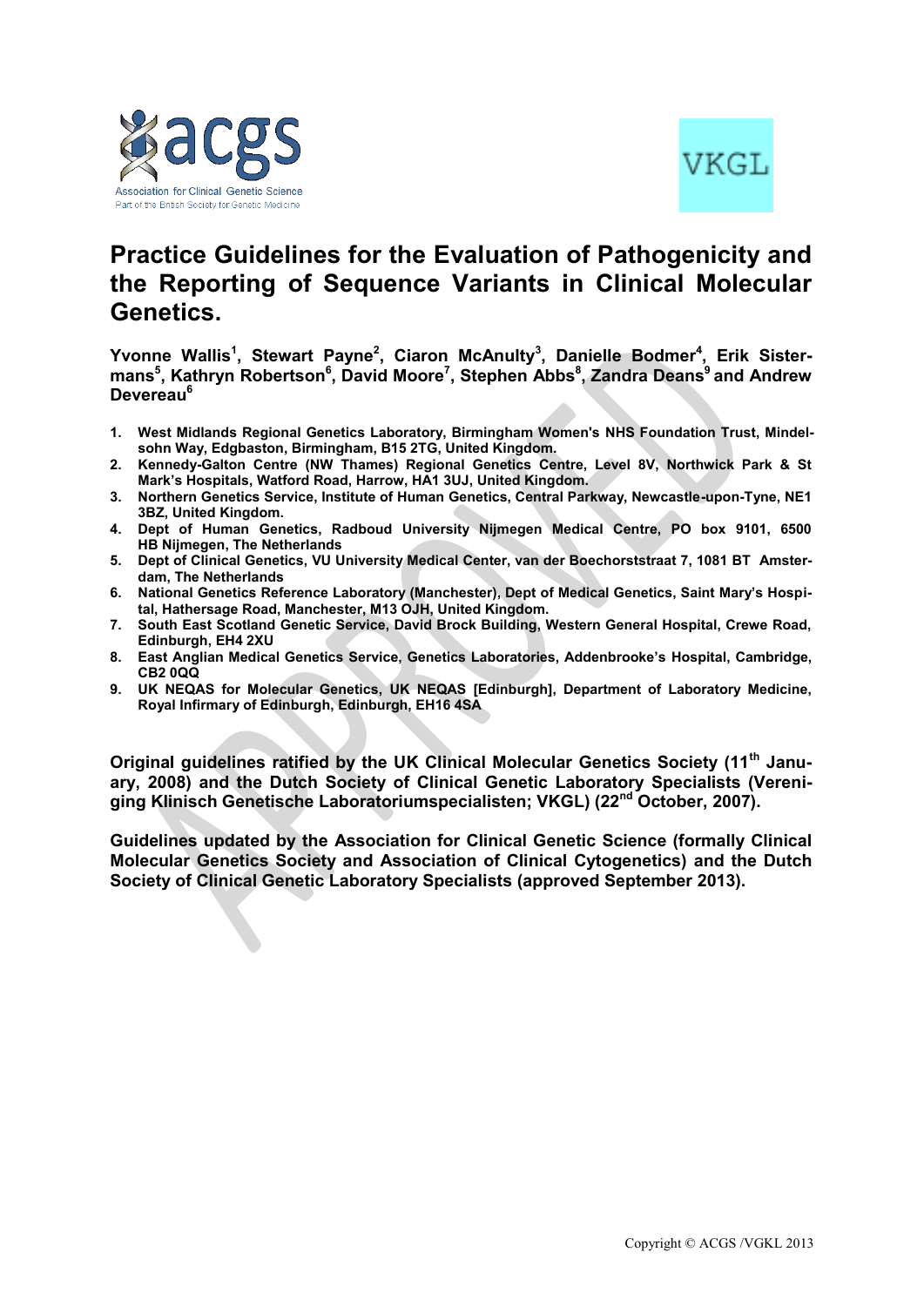# Practice Guidelines for the Evaluation of Pathogenicity and the Reporting of Sequence Variants in Clinical Molecular Genetics.

**Yvonne Wallis[1], Stewart Payne[2], Ciaron McAnulty[3], Danielle Bodmer[4], Erik Sistermans[5], Kathryn Robertson[6], David Moore[7], Stephen Abbs[8], Zandra Deans[9] and Andrew Devereau[6]**

1. **West Midlands Regional Genetics Laboratory, Birmingham Women's NHS Foundation Trust, Mindelsohn Way, Edgbaston, Birmingham, B15 2TG, United Kingdom.**
2. **Kennedy-Galton Centre (NW Thames) Regional Genetics Centre, Level 8V, Northwick Park & St Mark's Hospitals, Watford Road, Harrow, HA1 3UJ, United Kingdom.**
3. **Northern Genetics Service, Institute of Human Genetics, Central Parkway, Newcastle-upon-Tyne, NE1 3BZ, United Kingdom.**
4. **Dept of Human Genetics, Radboud University Nijmegen Medical Centre, PO box 9101, 6500 HB Nijmegen, The Netherlands**
5. **Dept of Clinical Genetics, VU University Medical Center, van der Boechorststraat 7, 1081 BT Amsterdam, The Netherlands**
6. **National Genetics Reference Laboratory (Manchester), Dept of Medical Genetics, Saint Mary's Hospital, Hathersage Road, Manchester, M13 OJH, United Kingdom.**
7. **South East Scotland Genetic Service, David Brock Building, Western General Hospital, Crewe Road, Edinburgh, EH4 2XU**
8. **East Anglian Medical Genetics Service, Genetics Laboratories, Addenbrooke's Hospital, Cambridge, CB2 0QQ**
9. **UK NEQAS for Molecular Genetics, UK NEQAS [Edinburgh], Department of Laboratory Medicine, Royal Infirmary of Edinburgh, Edinburgh, EH16 4SA**

**Original guidelines ratified by the UK Clinical Molecular Genetics Society (11th January, 2008) and the Dutch Society of Clinical Genetic Laboratory Specialists (Vereniging Klinisch Genetische Laboratoriumspecialisten; VKGL) (22nd October, 2007).**

**Guidelines updated by the Association for Clinical Genetic Science (formally Clinical Molecular Genetics Society and Association of Clinical Cytogenetics) and the Dutch Society of Clinical Genetic Laboratory Specialists (approved September 2013).**

Copyright © ACGS /VGKL 2013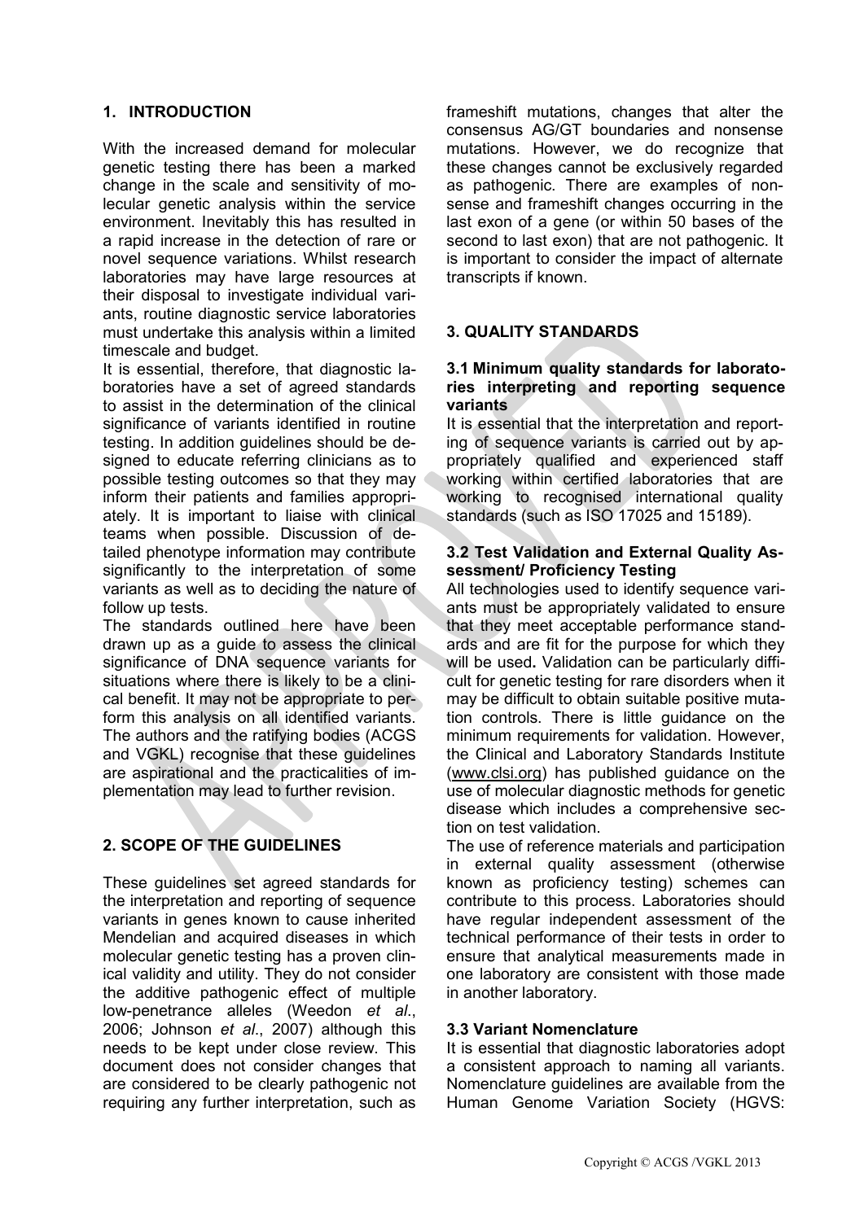## 1. INTRODUCTION

With the increased demand for molecular genetic testing there has been a marked change in the scale and sensitivity of molecular genetic analysis within the service environment. Inevitably this has resulted in a rapid increase in the detection of rare or novel sequence variations. Whilst research laboratories may have large resources at their disposal to investigate individual variants, routine diagnostic service laboratories must undertake this analysis within a limited timescale and budget.

It is essential, therefore, that diagnostic laboratories have a set of agreed standards to assist in the determination of the clinical significance of variants identified in routine testing. In addition guidelines should be designed to educate referring clinicians as to possible testing outcomes so that they may inform their patients and families appropriately. It is important to liaise with clinical teams when possible. Discussion of detailed phenotype information may contribute significantly to the interpretation of some variants as well as to deciding the nature of follow up tests.

The standards outlined here have been drawn up as a guide to assess the clinical significance of DNA sequence variants for situations where there is likely to be a clinical benefit. It may not be appropriate to perform this analysis on all identified variants. The authors and the ratifying bodies (ACGS and VGKL) recognise that these guidelines are aspirational and the practicalities of implementation may lead to further revision.

## 2. SCOPE OF THE GUIDELINES

These guidelines set agreed standards for the interpretation and reporting of sequence variants in genes known to cause inherited Mendelian and acquired diseases in which molecular genetic testing has a proven clinical validity and utility. They do not consider the additive pathogenic effect of multiple low-penetrance alleles (Weedon *et al*., 2006; Johnson *et al*., 2007) although this needs to be kept under close review. This document does not consider changes that are considered to be clearly pathogenic not requiring any further interpretation, such as frameshift mutations, changes that alter the consensus AG/GT boundaries and nonsense mutations. However, we do recognize that these changes cannot be exclusively regarded as pathogenic. There are examples of nonsense and frameshift changes occurring in the last exon of a gene (or within 50 bases of the second to last exon) that are not pathogenic. It is important to consider the impact of alternate transcripts if known.

## 3. QUALITY STANDARDS

### 3.1 Minimum quality standards for laboratories interpreting and reporting sequence variants

It is essential that the interpretation and reporting of sequence variants is carried out by appropriately qualified and experienced staff working within certified laboratories that are working to recognised international quality standards (such as ISO 17025 and 15189).

### 3.2 Test Validation and External Quality Assessment/ Proficiency Testing

All technologies used to identify sequence variants must be appropriately validated to ensure that they meet acceptable performance standards and are fit for the purpose for which they will be used**.** Validation can be particularly difficult for genetic testing for rare disorders when it may be difficult to obtain suitable positive mutation controls. There is little guidance on the minimum requirements for validation. However, the Clinical and Laboratory Standards Institute (www.clsi.org) has published guidance on the use of molecular diagnostic methods for genetic disease which includes a comprehensive section on test validation.

The use of reference materials and participation in external quality assessment (otherwise known as proficiency testing) schemes can contribute to this process. Laboratories should have regular independent assessment of the technical performance of their tests in order to ensure that analytical measurements made in one laboratory are consistent with those made in another laboratory.

### 3.3 Variant Nomenclature

It is essential that diagnostic laboratories adopt a consistent approach to naming all variants. Nomenclature guidelines are available from the Human Genome Variation Society (HGVS: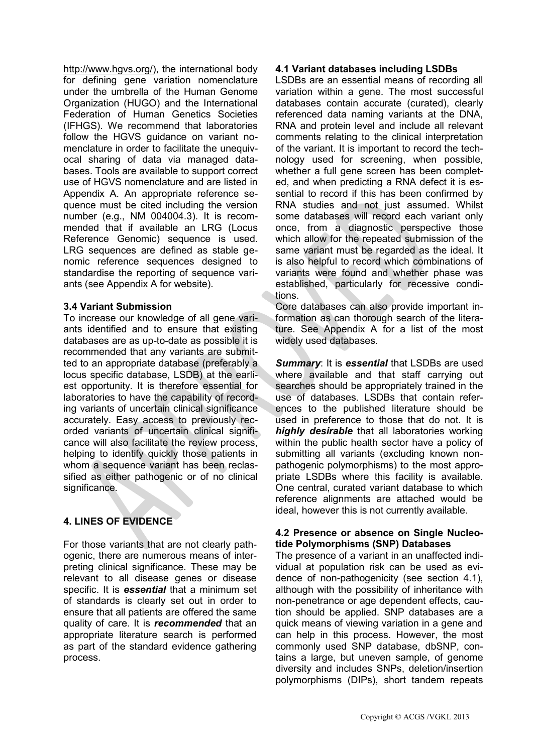http://www.hgvs.org/), the international body for defining gene variation nomenclature under the umbrella of the Human Genome Organization (HUGO) and the International Federation of Human Genetics Societies (IFHGS). We recommend that laboratories follow the HGVS guidance on variant nomenclature in order to facilitate the unequivocal sharing of data via managed databases. Tools are available to support correct use of HGVS nomenclature and are listed in Appendix A. An appropriate reference sequence must be cited including the version number (e.g., NM 004004.3). It is recommended that if available an LRG (Locus Reference Genomic) sequence is used. LRG sequences are defined as stable genomic reference sequences designed to standardise the reporting of sequence variants (see Appendix A for website).

### 3.4 Variant Submission

To increase our knowledge of all gene variants identified and to ensure that existing databases are as up-to-date as possible it is recommended that any variants are submitted to an appropriate database (preferably a locus specific database, LSDB) at the earliest opportunity. It is therefore essential for laboratories to have the capability of recording variants of uncertain clinical significance accurately. Easy access to previously recorded variants of uncertain clinical significance will also facilitate the review process, helping to identify quickly those patients in whom a sequence variant has been reclassified as either pathogenic or of no clinical significance.

## 4. LINES OF EVIDENCE

For those variants that are not clearly pathogenic, there are numerous means of interpreting clinical significance. These may be relevant to all disease genes or disease specific. It is ***essential*** that a minimum set of standards is clearly set out in order to ensure that all patients are offered the same quality of care. It is ***recommended*** that an appropriate literature search is performed as part of the standard evidence gathering process.

### 4.1 Variant databases including LSDBs

LSDBs are an essential means of recording all variation within a gene. The most successful databases contain accurate (curated), clearly referenced data naming variants at the DNA, RNA and protein level and include all relevant comments relating to the clinical interpretation of the variant. It is important to record the technology used for screening, when possible, whether a full gene screen has been completed, and when predicting a RNA defect it is essential to record if this has been confirmed by RNA studies and not just assumed. Whilst some databases will record each variant only once, from a diagnostic perspective those which allow for the repeated submission of the same variant must be regarded as the ideal. It is also helpful to record which combinations of variants were found and whether phase was established, particularly for recessive conditions.

Core databases can also provide important information as can thorough search of the literature. See Appendix A for a list of the most widely used databases.

***Summary***: It is ***essential*** that LSDBs are used where available and that staff carrying out searches should be appropriately trained in the use of databases. LSDBs that contain references to the published literature should be used in preference to those that do not. It is ***highly desirable*** that all laboratories working within the public health sector have a policy of submitting all variants (excluding known non-pathogenic polymorphisms) to the most appropriate LSDBs where this facility is available. One central, curated variant database to which reference alignments are attached would be ideal, however this is not currently available.

### 4.2 Presence or absence on Single Nucleotide Polymorphisms (SNP) Databases

The presence of a variant in an unaffected individual at population risk can be used as evidence of non-pathogenicity (see section 4.1), although with the possibility of inheritance with non-penetrance or age dependent effects, caution should be applied. SNP databases are a quick means of viewing variation in a gene and can help in this process. However, the most commonly used SNP database, dbSNP, contains a large, but uneven sample, of genome diversity and includes SNPs, deletion/insertion polymorphisms (DIPs), short tandem repeats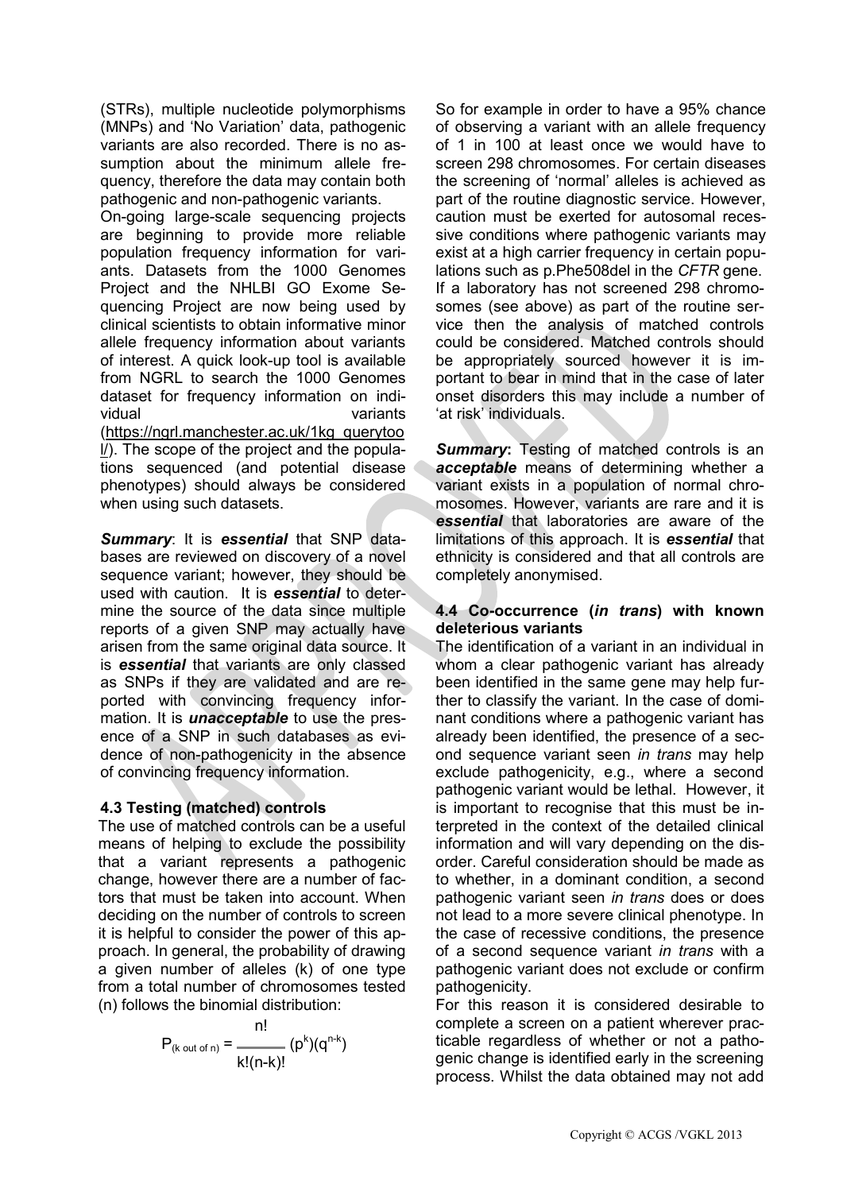(STRs), multiple nucleotide polymorphisms (MNPs) and 'No Variation' data, pathogenic variants are also recorded. There is no assumption about the minimum allele frequency, therefore the data may contain both pathogenic and non-pathogenic variants.

On-going large-scale sequencing projects are beginning to provide more reliable population frequency information for variants. Datasets from the 1000 Genomes Project and the NHLBI GO Exome Sequencing Project are now being used by clinical scientists to obtain informative minor allele frequency information about variants of interest. A quick look-up tool is available from NGRL to search the 1000 Genomes dataset for frequency information on individual variants (https://ngrl.manchester.ac.uk/1kg_querytool/). The scope of the project and the populations sequenced (and potential disease phenotypes) should always be considered when using such datasets.

***Summary***: It is ***essential*** that SNP databases are reviewed on discovery of a novel sequence variant; however, they should be used with caution. It is ***essential*** to determine the source of the data since multiple reports of a given SNP may actually have arisen from the same original data source. It is ***essential*** that variants are only classed as SNPs if they are validated and are reported with convincing frequency information. It is ***unacceptable*** to use the presence of a SNP in such databases as evidence of non-pathogenicity in the absence of convincing frequency information.

### 4.3 Testing (matched) controls

The use of matched controls can be a useful means of helping to exclude the possibility that a variant represents a pathogenic change, however there are a number of factors that must be taken into account. When deciding on the number of controls to screen it is helpful to consider the power of this approach. In general, the probability of drawing a given number of alleles (k) of one type from a total number of chromosomes tested (n) follows the binomial distribution:

$$P_{(k \text{ out of } n)} = \frac{n!}{k!(n-k)!}(p^k)(q^{n-k})$$

So for example in order to have a 95% chance of observing a variant with an allele frequency of 1 in 100 at least once we would have to screen 298 chromosomes. For certain diseases the screening of 'normal' alleles is achieved as part of the routine diagnostic service. However, caution must be exerted for autosomal recessive conditions where pathogenic variants may exist at a high carrier frequency in certain populations such as p.Phe508del in the *CFTR* gene. If a laboratory has not screened 298 chromosomes (see above) as part of the routine service then the analysis of matched controls could be considered. Matched controls should be appropriately sourced however it is important to bear in mind that in the case of later onset disorders this may include a number of 'at risk' individuals.

***Summary***: Testing of matched controls is an ***acceptable*** means of determining whether a variant exists in a population of normal chromosomes. However, variants are rare and it is ***essential*** that laboratories are aware of the limitations of this approach. It is ***essential*** that ethnicity is considered and that all controls are completely anonymised.

### 4.4 Co-occurrence (*in trans*) with known deleterious variants

The identification of a variant in an individual in whom a clear pathogenic variant has already been identified in the same gene may help further to classify the variant. In the case of dominant conditions where a pathogenic variant has already been identified, the presence of a second sequence variant seen *in trans* may help exclude pathogenicity, e.g., where a second pathogenic variant would be lethal. However, it is important to recognise that this must be interpreted in the context of the detailed clinical information and will vary depending on the disorder. Careful consideration should be made as to whether, in a dominant condition, a second pathogenic variant seen *in trans* does or does not lead to a more severe clinical phenotype. In the case of recessive conditions, the presence of a second sequence variant *in trans* with a pathogenic variant does not exclude or confirm pathogenicity.

For this reason it is considered desirable to complete a screen on a patient wherever practicable regardless of whether or not a pathogenic change is identified early in the screening process. Whilst the data obtained may not add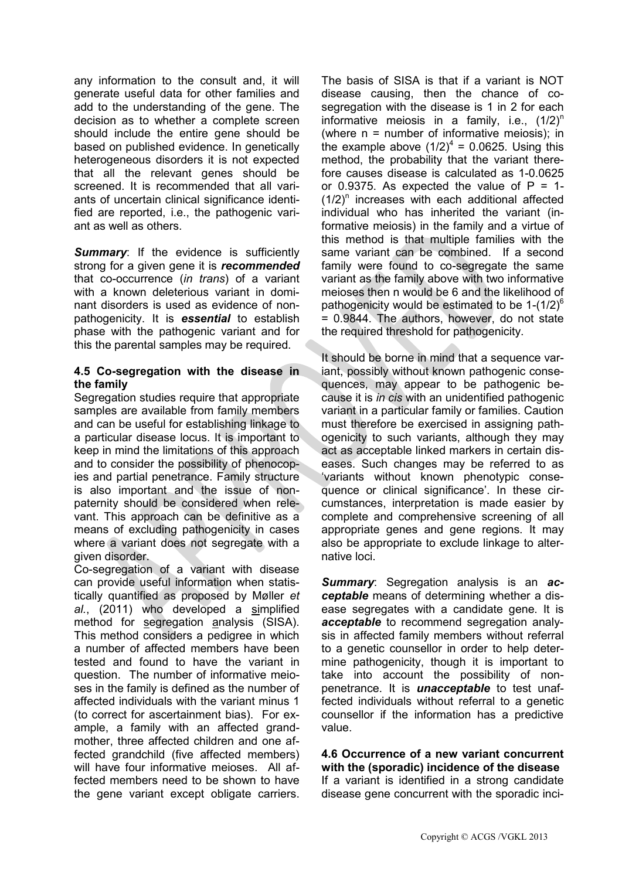any information to the consult and, it will generate useful data for other families and add to the understanding of the gene. The decision as to whether a complete screen should include the entire gene should be based on published evidence. In genetically heterogeneous disorders it is not expected that all the relevant genes should be screened. It is recommended that all variants of uncertain clinical significance identified are reported, i.e., the pathogenic variant as well as others.

***Summary***: If the evidence is sufficiently strong for a given gene it is ***recommended*** that co-occurrence (*in trans*) of a variant with a known deleterious variant in dominant disorders is used as evidence of non-pathogenicity. It is ***essential*** to establish phase with the pathogenic variant and for this the parental samples may be required.

#### 4.5 Co-segregation with the disease in the family

Segregation studies require that appropriate samples are available from family members and can be useful for establishing linkage to a particular disease locus. It is important to keep in mind the limitations of this approach and to consider the possibility of phenocopies and partial penetrance. Family structure is also important and the issue of non-paternity should be considered when relevant. This approach can be definitive as a means of excluding pathogenicity in cases where a variant does not segregate with a given disorder.

Co-segregation of a variant with disease can provide useful information when statistically quantified as proposed by Møller *et al.*, (2011) who developed a simplified method for segregation analysis (SISA). This method considers a pedigree in which a number of affected members have been tested and found to have the variant in question. The number of informative meioses in the family is defined as the number of affected individuals with the variant minus 1 (to correct for ascertainment bias). For example, a family with an affected grandmother, three affected children and one affected grandchild (five affected members) will have four informative meioses. All affected members need to be shown to have the gene variant except obligate carriers. The basis of SISA is that if a variant is NOT disease causing, then the chance of co-segregation with the disease is 1 in 2 for each informative meiosis in a family, i.e., $(1/2)^n$ (where n = number of informative meiosis); in the example above $(1/2)^4 = 0.0625$. Using this method, the probability that the variant therefore causes disease is calculated as 1-0.0625 or 0.9375. As expected the value of $P = 1-(1/2)^n$ increases with each additional affected individual who has inherited the variant (informative meiosis) in the family and a virtue of this method is that multiple families with the same variant can be combined. If a second family were found to co-segregate the same variant as the family above with two informative meioses then n would be 6 and the likelihood of pathogenicity would be estimated to be $1-(1/2)^6 = 0.9844$. The authors, however, do not state the required threshold for pathogenicity.

It should be borne in mind that a sequence variant, possibly without known pathogenic consequences, may appear to be pathogenic because it is *in cis* with an unidentified pathogenic variant in a particular family or families. Caution must therefore be exercised in assigning pathogenicity to such variants, although they may act as acceptable linked markers in certain diseases. Such changes may be referred to as 'variants without known phenotypic consequence or clinical significance'. In these circumstances, interpretation is made easier by complete and comprehensive screening of all appropriate genes and gene regions. It may also be appropriate to exclude linkage to alternative loci.

***Summary***: Segregation analysis is an ***acceptable*** means of determining whether a disease segregates with a candidate gene. It is ***acceptable*** to recommend segregation analysis in affected family members without referral to a genetic counsellor in order to help determine pathogenicity, though it is important to take into account the possibility of non-penetrance. It is ***unacceptable*** to test unaffected individuals without referral to a genetic counsellor if the information has a predictive value.

#### 4.6 Occurrence of a new variant concurrent with the (sporadic) incidence of the disease

If a variant is identified in a strong candidate disease gene concurrent with the sporadic inci-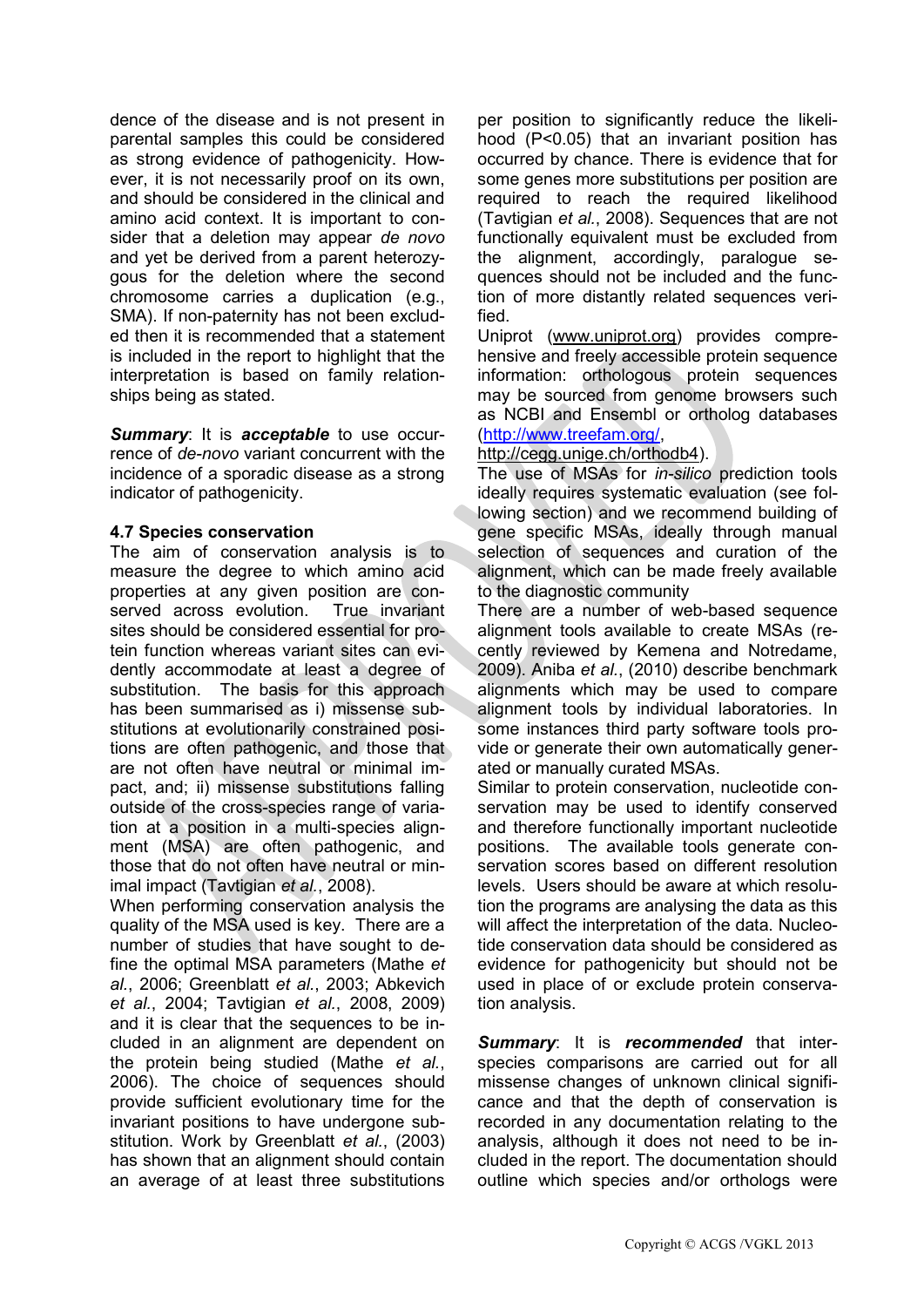dence of the disease and is not present in parental samples this could be considered as strong evidence of pathogenicity. However, it is not necessarily proof on its own, and should be considered in the clinical and amino acid context. It is important to consider that a deletion may appear *de novo* and yet be derived from a parent heterozygous for the deletion where the second chromosome carries a duplication (e.g., SMA). If non-paternity has not been excluded then it is recommended that a statement is included in the report to highlight that the interpretation is based on family relationships being as stated.

***Summary***: It is ***acceptable*** to use occurrence of *de-novo* variant concurrent with the incidence of a sporadic disease as a strong indicator of pathogenicity.

### 4.7 Species conservation

The aim of conservation analysis is to measure the degree to which amino acid properties at any given position are conserved across evolution. True invariant sites should be considered essential for protein function whereas variant sites can evidently accommodate at least a degree of substitution. The basis for this approach has been summarised as i) missense substitutions at evolutionarily constrained positions are often pathogenic, and those that are not often have neutral or minimal impact, and; ii) missense substitutions falling outside of the cross-species range of variation at a position in a multi-species alignment (MSA) are often pathogenic, and those that do not often have neutral or minimal impact (Tavtigian *et al.*, 2008).

When performing conservation analysis the quality of the MSA used is key. There are a number of studies that have sought to define the optimal MSA parameters (Mathe *et al.*, 2006; Greenblatt *et al.*, 2003; Abkevich *et al.*, 2004; Tavtigian *et al.*, 2008, 2009) and it is clear that the sequences to be included in an alignment are dependent on the protein being studied (Mathe *et al.*, 2006). The choice of sequences should provide sufficient evolutionary time for the invariant positions to have undergone substitution. Work by Greenblatt *et al.*, (2003) has shown that an alignment should contain an average of at least three substitutions per position to significantly reduce the likelihood ($P<0.05$) that an invariant position has occurred by chance. There is evidence that for some genes more substitutions per position are required to reach the required likelihood (Tavtigian *et al.*, 2008). Sequences that are not functionally equivalent must be excluded from the alignment, accordingly, paralogue sequences should not be included and the function of more distantly related sequences verified.

Uniprot (www.uniprot.org) provides comprehensive and freely accessible protein sequence information: orthologous protein sequences may be sourced from genome browsers such as NCBI and Ensembl or ortholog databases (http://www.treefam.org/, http://cegg.unige.ch/orthodb4).

The use of MSAs for *in-silico* prediction tools ideally requires systematic evaluation (see following section) and we recommend building of gene specific MSAs, ideally through manual selection of sequences and curation of the alignment, which can be made freely available to the diagnostic community

There are a number of web-based sequence alignment tools available to create MSAs (recently reviewed by Kemena and Notredame, 2009). Aniba *et al.*, (2010) describe benchmark alignments which may be used to compare alignment tools by individual laboratories. In some instances third party software tools provide or generate their own automatically generated or manually curated MSAs.

Similar to protein conservation, nucleotide conservation may be used to identify conserved and therefore functionally important nucleotide positions. The available tools generate conservation scores based on different resolution levels. Users should be aware at which resolution the programs are analysing the data as this will affect the interpretation of the data. Nucleotide conservation data should be considered as evidence for pathogenicity but should not be used in place of or exclude protein conservation analysis.

***Summary***: It is ***recommended*** that interspecies comparisons are carried out for all missense changes of unknown clinical significance and that the depth of conservation is recorded in any documentation relating to the analysis, although it does not need to be included in the report. The documentation should outline which species and/or orthologs were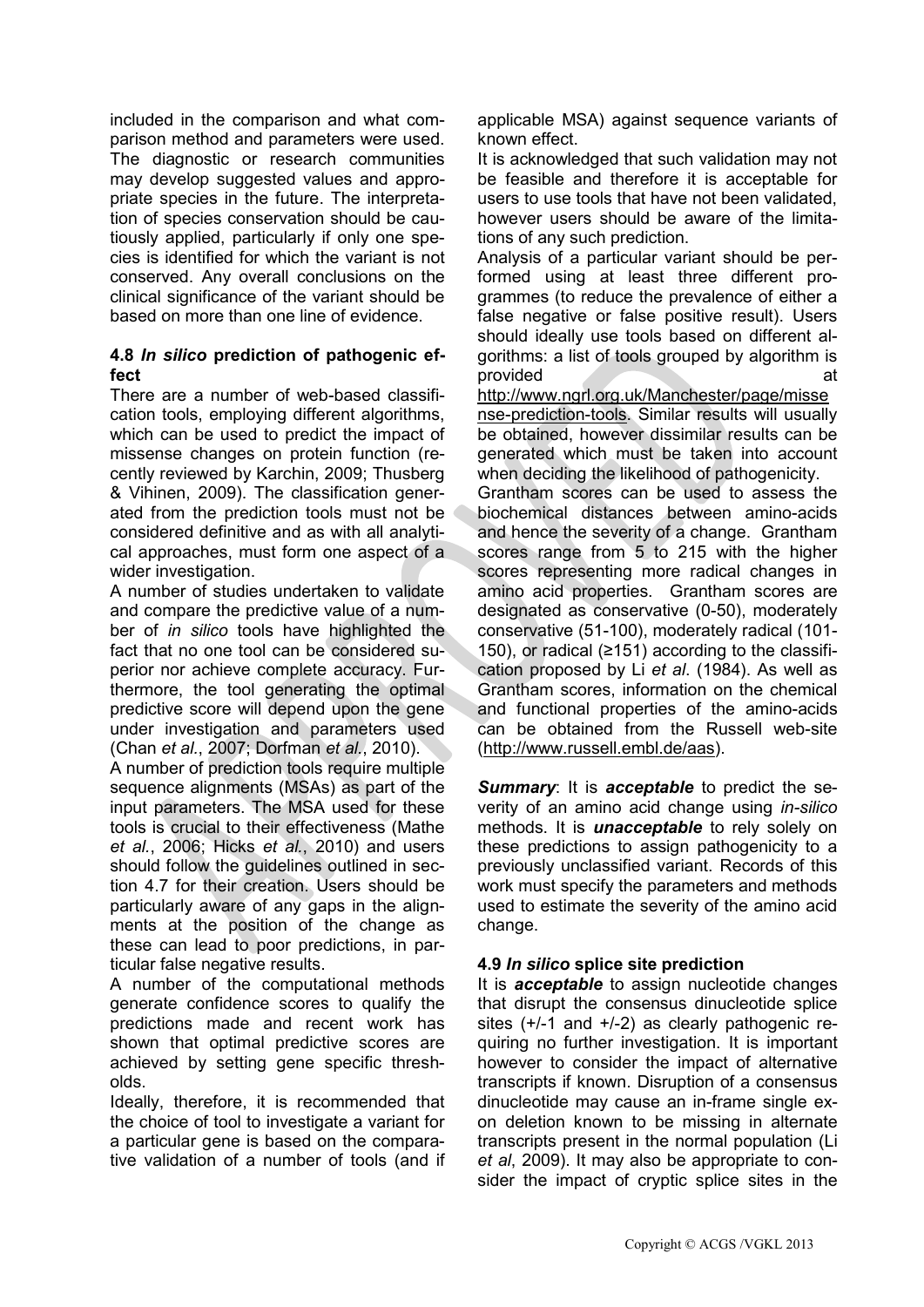included in the comparison and what comparison method and parameters were used. The diagnostic or research communities may develop suggested values and appropriate species in the future. The interpretation of species conservation should be cautiously applied, particularly if only one species is identified for which the variant is not conserved. Any overall conclusions on the clinical significance of the variant should be based on more than one line of evidence.

### 4.8 *In silico* prediction of pathogenic effect

There are a number of web-based classification tools, employing different algorithms, which can be used to predict the impact of missense changes on protein function (recently reviewed by Karchin, 2009; Thusberg & Vihinen, 2009). The classification generated from the prediction tools must not be considered definitive and as with all analytical approaches, must form one aspect of a wider investigation.

A number of studies undertaken to validate and compare the predictive value of a number of *in silico* tools have highlighted the fact that no one tool can be considered superior nor achieve complete accuracy. Furthermore, the tool generating the optimal predictive score will depend upon the gene under investigation and parameters used (Chan *et al.*, 2007; Dorfman *et al.*, 2010).

A number of prediction tools require multiple sequence alignments (MSAs) as part of the input parameters. The MSA used for these tools is crucial to their effectiveness (Mathe *et al.*, 2006; Hicks *et al.*, 2010) and users should follow the guidelines outlined in section 4.7 for their creation. Users should be particularly aware of any gaps in the alignments at the position of the change as these can lead to poor predictions, in particular false negative results.

A number of the computational methods generate confidence scores to qualify the predictions made and recent work has shown that optimal predictive scores are achieved by setting gene specific thresholds.

Ideally, therefore, it is recommended that the choice of tool to investigate a variant for a particular gene is based on the comparative validation of a number of tools (and if applicable MSA) against sequence variants of known effect.

It is acknowledged that such validation may not be feasible and therefore it is acceptable for users to use tools that have not been validated, however users should be aware of the limitations of any such prediction.

Analysis of a particular variant should be performed using at least three different programmes (to reduce the prevalence of either a false negative or false positive result). Users should ideally use tools based on different algorithms: a list of tools grouped by algorithm is provided at http://www.ngrl.org.uk/Manchester/page/missense-prediction-tools. Similar results will usually be obtained, however dissimilar results can be generated which must be taken into account when deciding the likelihood of pathogenicity.

Grantham scores can be used to assess the biochemical distances between amino-acids and hence the severity of a change. Grantham scores range from 5 to 215 with the higher scores representing more radical changes in amino acid properties. Grantham scores are designated as conservative (0-50), moderately conservative (51-100), moderately radical (101-150), or radical (≥151) according to the classification proposed by Li *et al*. (1984). As well as Grantham scores, information on the chemical and functional properties of the amino-acids can be obtained from the Russell web-site (http://www.russell.embl.de/aas).

***Summary***: It is ***acceptable*** to predict the severity of an amino acid change using *in-silico* methods. It is ***unacceptable*** to rely solely on these predictions to assign pathogenicity to a previously unclassified variant. Records of this work must specify the parameters and methods used to estimate the severity of the amino acid change.

### 4.9 *In silico* splice site prediction

It is ***acceptable*** to assign nucleotide changes that disrupt the consensus dinucleotide splice sites (+/-1 and +/-2) as clearly pathogenic requiring no further investigation. It is important however to consider the impact of alternative transcripts if known. Disruption of a consensus dinucleotide may cause an in-frame single exon deletion known to be missing in alternate transcripts present in the normal population (Li *et al*, 2009). It may also be appropriate to consider the impact of cryptic splice sites in the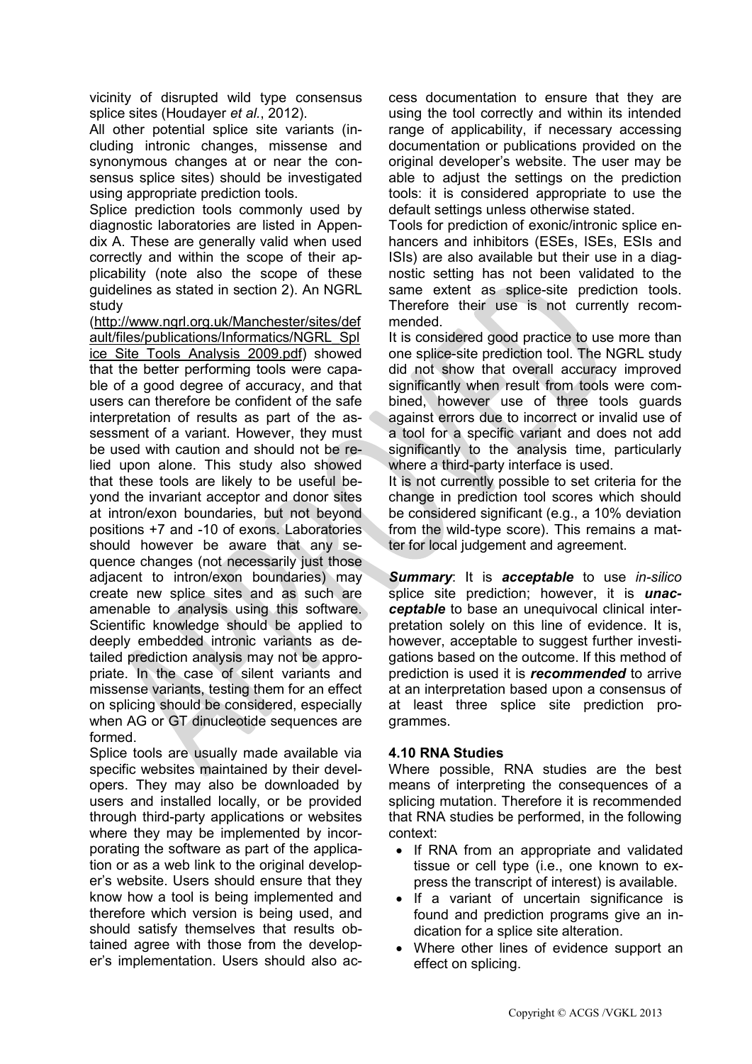vicinity of disrupted wild type consensus splice sites (Houdayer *et al.*, 2012).

All other potential splice site variants (including intronic changes, missense and synonymous changes at or near the consensus splice sites) should be investigated using appropriate prediction tools.

Splice prediction tools commonly used by diagnostic laboratories are listed in Appendix A. These are generally valid when used correctly and within the scope of their applicability (note also the scope of these guidelines as stated in section 2). An NGRL study (http://www.ngrl.org.uk/Manchester/sites/default/files/publications/Informatics/NGRL_Splice_Site_Tools_Analysis_2009.pdf) showed that the better performing tools were capable of a good degree of accuracy, and that users can therefore be confident of the safe interpretation of results as part of the assessment of a variant. However, they must be used with caution and should not be relied upon alone. This study also showed that these tools are likely to be useful beyond the invariant acceptor and donor sites at intron/exon boundaries, but not beyond positions +7 and -10 of exons. Laboratories should however be aware that any sequence changes (not necessarily just those adjacent to intron/exon boundaries) may create new splice sites and as such are amenable to analysis using this software. Scientific knowledge should be applied to deeply embedded intronic variants as detailed prediction analysis may not be appropriate. In the case of silent variants and missense variants, testing them for an effect on splicing should be considered, especially when AG or GT dinucleotide sequences are formed.

Splice tools are usually made available via specific websites maintained by their developers. They may also be downloaded by users and installed locally, or be provided through third-party applications or websites where they may be implemented by incorporating the software as part of the application or as a web link to the original developer's website. Users should ensure that they know how a tool is being implemented and therefore which version is being used, and should satisfy themselves that results obtained agree with those from the developer's implementation. Users should also access documentation to ensure that they are using the tool correctly and within its intended range of applicability, if necessary accessing documentation or publications provided on the original developer's website. The user may be able to adjust the settings on the prediction tools: it is considered appropriate to use the default settings unless otherwise stated.

Tools for prediction of exonic/intronic splice enhancers and inhibitors (ESEs, ISEs, ESIs and ISIs) are also available but their use in a diagnostic setting has not been validated to the same extent as splice-site prediction tools. Therefore their use is not currently recommended.

It is considered good practice to use more than one splice-site prediction tool. The NGRL study did not show that overall accuracy improved significantly when result from tools were combined, however use of three tools guards against errors due to incorrect or invalid use of a tool for a specific variant and does not add significantly to the analysis time, particularly where a third-party interface is used.

It is not currently possible to set criteria for the change in prediction tool scores which should be considered significant (e.g., a 10% deviation from the wild-type score). This remains a matter for local judgement and agreement.

***Summary***: It is ***acceptable*** to use *in-silico* splice site prediction; however, it is ***unacceptable*** to base an unequivocal clinical interpretation solely on this line of evidence. It is, however, acceptable to suggest further investigations based on the outcome. If this method of prediction is used it is ***recommended*** to arrive at an interpretation based upon a consensus of at least three splice site prediction programmes.

### 4.10 RNA Studies

Where possible, RNA studies are the best means of interpreting the consequences of a splicing mutation. Therefore it is recommended that RNA studies be performed, in the following context:

- If RNA from an appropriate and validated tissue or cell type (i.e., one known to express the transcript of interest) is available.
- If a variant of uncertain significance is found and prediction programs give an indication for a splice site alteration.
- Where other lines of evidence support an effect on splicing.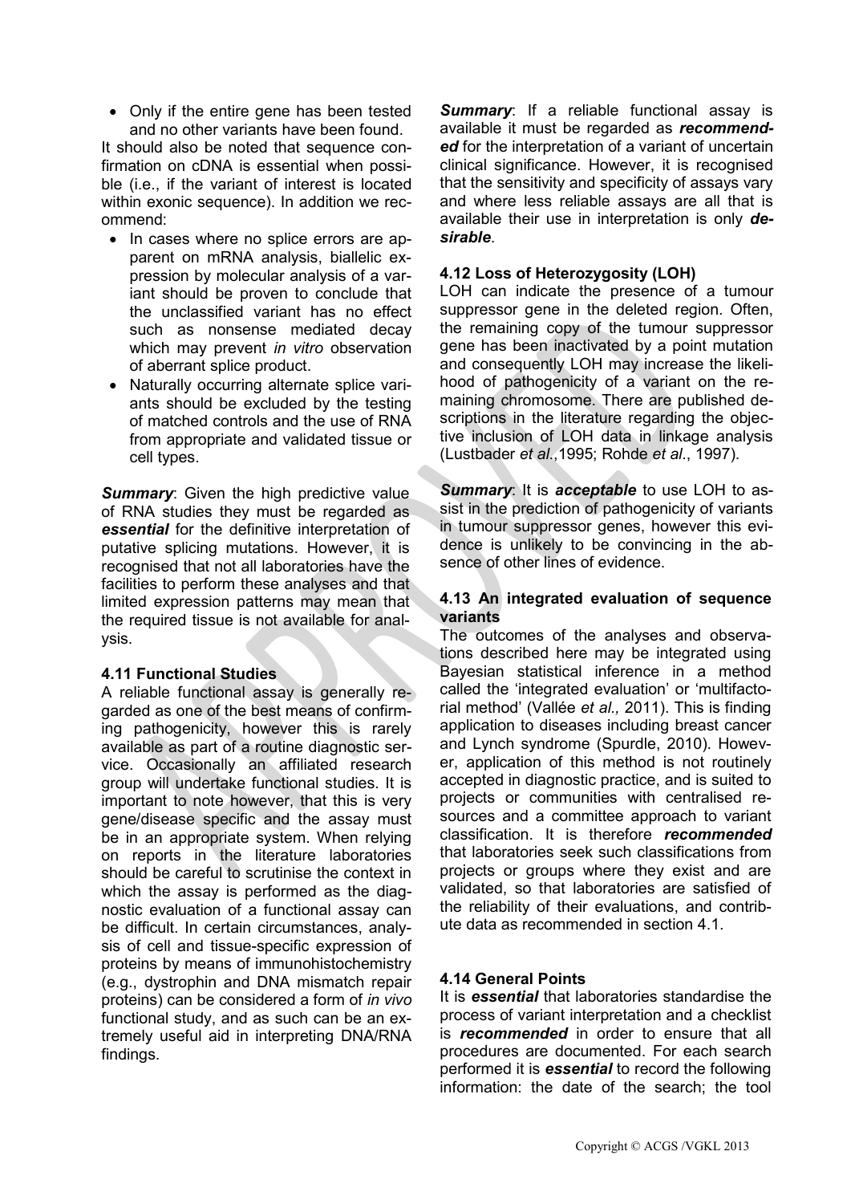- Only if the entire gene has been tested and no other variants have been found.

It should also be noted that sequence confirmation on cDNA is essential when possible (i.e., if the variant of interest is located within exonic sequence). In addition we recommend:

- In cases where no splice errors are apparent on mRNA analysis, biallelic expression by molecular analysis of a variant should be proven to conclude that the unclassified variant has no effect such as nonsense mediated decay which may prevent *in vitro* observation of aberrant splice product.
- Naturally occurring alternate splice variants should be excluded by the testing of matched controls and the use of RNA from appropriate and validated tissue or cell types.

***Summary***: Given the high predictive value of RNA studies they must be regarded as ***essential*** for the definitive interpretation of putative splicing mutations. However, it is recognised that not all laboratories have the facilities to perform these analyses and that limited expression patterns may mean that the required tissue is not available for analysis.

### 4.11 Functional Studies

A reliable functional assay is generally regarded as one of the best means of confirming pathogenicity, however this is rarely available as part of a routine diagnostic service. Occasionally an affiliated research group will undertake functional studies. It is important to note however, that this is very gene/disease specific and the assay must be in an appropriate system. When relying on reports in the literature laboratories should be careful to scrutinise the context in which the assay is performed as the diagnostic evaluation of a functional assay can be difficult. In certain circumstances, analysis of cell and tissue-specific expression of proteins by means of immunohistochemistry (e.g., dystrophin and DNA mismatch repair proteins) can be considered a form of *in vivo* functional study, and as such can be an extremely useful aid in interpreting DNA/RNA findings.

***Summary***: If a reliable functional assay is available it must be regarded as ***recommended*** for the interpretation of a variant of uncertain clinical significance. However, it is recognised that the sensitivity and specificity of assays vary and where less reliable assays are all that is available their use in interpretation is only ***desirable***.

### 4.12 Loss of Heterozygosity (LOH)

LOH can indicate the presence of a tumour suppressor gene in the deleted region. Often, the remaining copy of the tumour suppressor gene has been inactivated by a point mutation and consequently LOH may increase the likelihood of pathogenicity of a variant on the remaining chromosome. There are published descriptions in the literature regarding the objective inclusion of LOH data in linkage analysis (Lustbader *et al*.,1995; Rohde *et al*., 1997).

***Summary***: It is ***acceptable*** to use LOH to assist in the prediction of pathogenicity of variants in tumour suppressor genes, however this evidence is unlikely to be convincing in the absence of other lines of evidence.

### 4.13 An integrated evaluation of sequence variants

The outcomes of the analyses and observations described here may be integrated using Bayesian statistical inference in a method called the 'integrated evaluation' or 'multifactorial method' (Vallée *et al.,* 2011). This is finding application to diseases including breast cancer and Lynch syndrome (Spurdle, 2010). However, application of this method is not routinely accepted in diagnostic practice, and is suited to projects or communities with centralised resources and a committee approach to variant classification. It is therefore ***recommended*** that laboratories seek such classifications from projects or groups where they exist and are validated, so that laboratories are satisfied of the reliability of their evaluations, and contribute data as recommended in section 4.1.

### 4.14 General Points

It is ***essential*** that laboratories standardise the process of variant interpretation and a checklist is ***recommended*** in order to ensure that all procedures are documented. For each search performed it is ***essential*** to record the following information: the date of the search; the tool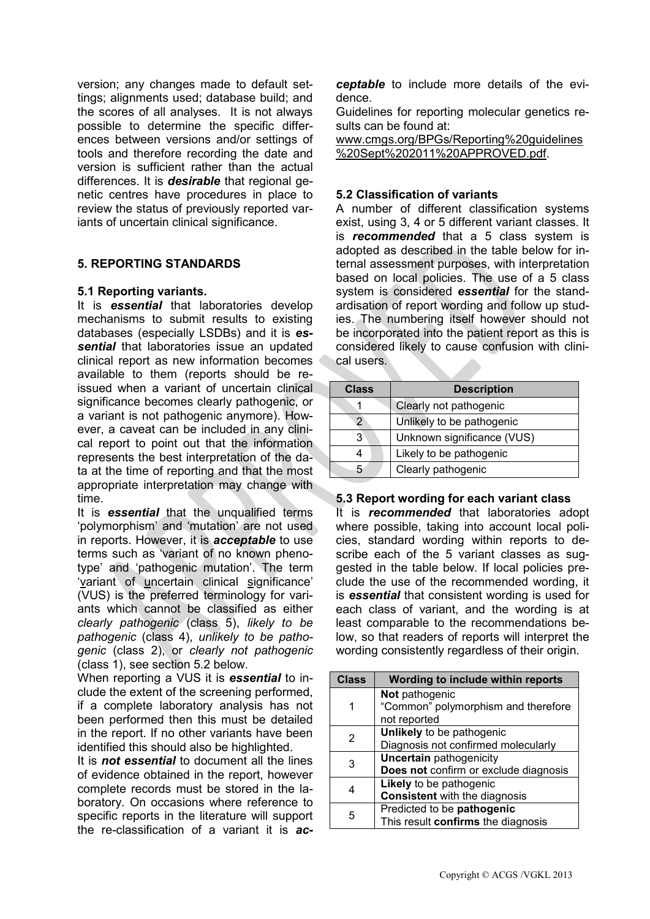version; any changes made to default settings; alignments used; database build; and the scores of all analyses. It is not always possible to determine the specific differences between versions and/or settings of tools and therefore recording the date and version is sufficient rather than the actual differences. It is ***desirable*** that regional genetic centres have procedures in place to review the status of previously reported variants of uncertain clinical significance.

## 5. REPORTING STANDARDS

### 5.1 Reporting variants.

It is ***essential*** that laboratories develop mechanisms to submit results to existing databases (especially LSDBs) and it is ***essential*** that laboratories issue an updated clinical report as new information becomes available to them (reports should be re-issued when a variant of uncertain clinical significance becomes clearly pathogenic, or a variant is not pathogenic anymore). However, a caveat can be included in any clinical report to point out that the information represents the best interpretation of the data at the time of reporting and that the most appropriate interpretation may change with time.

It is ***essential*** that the unqualified terms 'polymorphism' and 'mutation' are not used in reports. However, it is ***acceptable*** to use terms such as 'variant of no known phenotype' and 'pathogenic mutation'. The term '<u>v</u>ariant of <u>u</u>ncertain clinical <u>s</u>ignificance' (VUS) is the preferred terminology for variants which cannot be classified as either *clearly pathogenic* (class 5), *likely to be pathogenic* (class 4), *unlikely to be pathogenic* (class 2), or *clearly not pathogenic* (class 1), see section 5.2 below.

When reporting a VUS it is ***essential*** to include the extent of the screening performed, if a complete laboratory analysis has not been performed then this must be detailed in the report. If no other variants have been identified this should also be highlighted.

It is ***not essential*** to document all the lines of evidence obtained in the report, however complete records must be stored in the laboratory. On occasions where reference to specific reports in the literature will support the re-classification of a variant it is ***acceptable*** to include more details of the evidence.

Guidelines for reporting molecular genetics results can be found at:
www.cmgs.org/BPGs/Reporting%20guidelines%20Sept%202011%20APPROVED.pdf.

### 5.2 Classification of variants

A number of different classification systems exist, using 3, 4 or 5 different variant classes. It is ***recommended*** that a 5 class system is adopted as described in the table below for internal assessment purposes, with interpretation based on local policies. The use of a 5 class system is considered ***essential*** for the standardisation of report wording and follow up studies. The numbering itself however should not be incorporated into the patient report as this is considered likely to cause confusion with clinical users.

| Class | Description |
|---|---|
| 1 | Clearly not pathogenic |
| 2 | Unlikely to be pathogenic |
| 3 | Unknown significance (VUS) |
| 4 | Likely to be pathogenic |
| 5 | Clearly pathogenic |

### 5.3 Report wording for each variant class

It is ***recommended*** that laboratories adopt where possible, taking into account local policies, standard wording within reports to describe each of the 5 variant classes as suggested in the table below. If local policies preclude the use of the recommended wording, it is ***essential*** that consistent wording is used for each class of variant, and the wording is at least comparable to the recommendations below, so that readers of reports will interpret the wording consistently regardless of their origin.

| Class | Wording to include within reports |
|---|---|
| 1 | **Not** pathogenic<br>"Common" polymorphism and therefore not reported |
| 2 | **Unlikely** to be pathogenic<br>Diagnosis not confirmed molecularly |
| 3 | **Uncertain** pathogenicity<br>**Does not** confirm or exclude diagnosis |
| 4 | **Likely** to be pathogenic<br>**Consistent** with the diagnosis |
| 5 | Predicted to be **pathogenic**<br>This result **confirms** the diagnosis |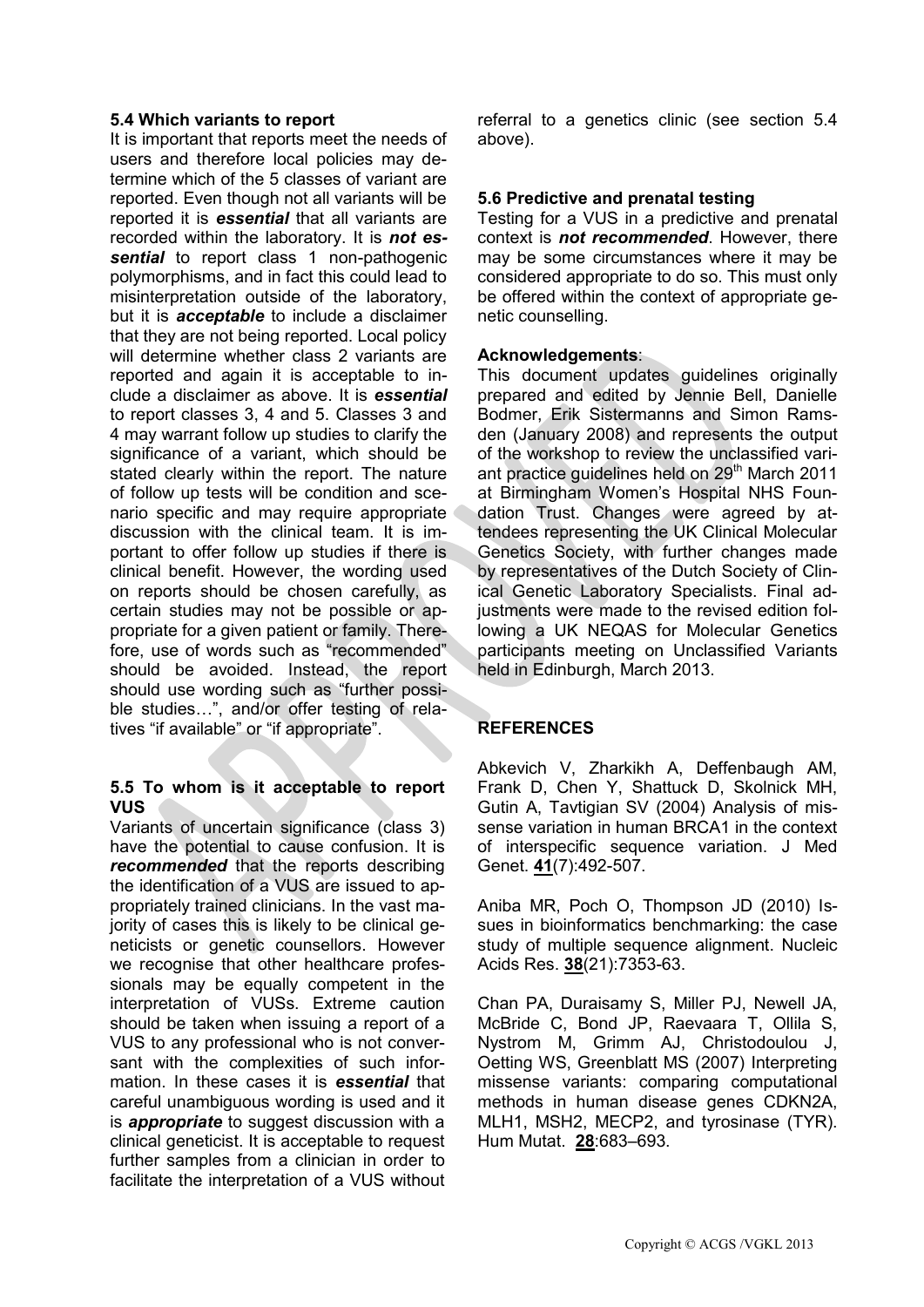### 5.4 Which variants to report

It is important that reports meet the needs of users and therefore local policies may determine which of the 5 classes of variant are reported. Even though not all variants will be reported it is ***essential*** that all variants are recorded within the laboratory. It is ***not essential*** to report class 1 non-pathogenic polymorphisms, and in fact this could lead to misinterpretation outside of the laboratory, but it is ***acceptable*** to include a disclaimer that they are not being reported. Local policy will determine whether class 2 variants are reported and again it is acceptable to include a disclaimer as above. It is ***essential*** to report classes 3, 4 and 5. Classes 3 and 4 may warrant follow up studies to clarify the significance of a variant, which should be stated clearly within the report. The nature of follow up tests will be condition and scenario specific and may require appropriate discussion with the clinical team. It is important to offer follow up studies if there is clinical benefit. However, the wording used on reports should be chosen carefully, as certain studies may not be possible or appropriate for a given patient or family. Therefore, use of words such as "recommended" should be avoided. Instead, the report should use wording such as "further possible studies…", and/or offer testing of relatives "if available" or "if appropriate".

### 5.5 To whom is it acceptable to report VUS

Variants of uncertain significance (class 3) have the potential to cause confusion. It is ***recommended*** that the reports describing the identification of a VUS are issued to appropriately trained clinicians. In the vast majority of cases this is likely to be clinical geneticists or genetic counsellors. However we recognise that other healthcare professionals may be equally competent in the interpretation of VUSs. Extreme caution should be taken when issuing a report of a VUS to any professional who is not conversant with the complexities of such information. In these cases it is ***essential*** that careful unambiguous wording is used and it is ***appropriate*** to suggest discussion with a clinical geneticist. It is acceptable to request further samples from a clinician in order to facilitate the interpretation of a VUS without referral to a genetics clinic (see section 5.4 above).

### 5.6 Predictive and prenatal testing

Testing for a VUS in a predictive and prenatal context is ***not recommended***. However, there may be some circumstances where it may be considered appropriate to do so. This must only be offered within the context of appropriate genetic counselling.

**Acknowledgements**:

This document updates guidelines originally prepared and edited by Jennie Bell, Danielle Bodmer, Erik Sistermanns and Simon Ramsden (January 2008) and represents the output of the workshop to review the unclassified variant practice guidelines held on 29th March 2011 at Birmingham Women's Hospital NHS Foundation Trust. Changes were agreed by attendees representing the UK Clinical Molecular Genetics Society, with further changes made by representatives of the Dutch Society of Clinical Genetic Laboratory Specialists. Final adjustments were made to the revised edition following a UK NEQAS for Molecular Genetics participants meeting on Unclassified Variants held in Edinburgh, March 2013.

## REFERENCES

Abkevich V, Zharkikh A, Deffenbaugh AM, Frank D, Chen Y, Shattuck D, Skolnick MH, Gutin A, Tavtigian SV (2004) Analysis of missense variation in human BRCA1 in the context of interspecific sequence variation. J Med Genet. **41**(7):492-507.

Aniba MR, Poch O, Thompson JD (2010) Issues in bioinformatics benchmarking: the case study of multiple sequence alignment. Nucleic Acids Res. **38**(21):7353-63.

Chan PA, Duraisamy S, Miller PJ, Newell JA, McBride C, Bond JP, Raevaara T, Ollila S, Nystrom M, Grimm AJ, Christodoulou J, Oetting WS, Greenblatt MS (2007) Interpreting missense variants: comparing computational methods in human disease genes CDKN2A, MLH1, MSH2, MECP2, and tyrosinase (TYR). Hum Mutat. **28**:683–693.

Copyright © ACGS /VGKL 2013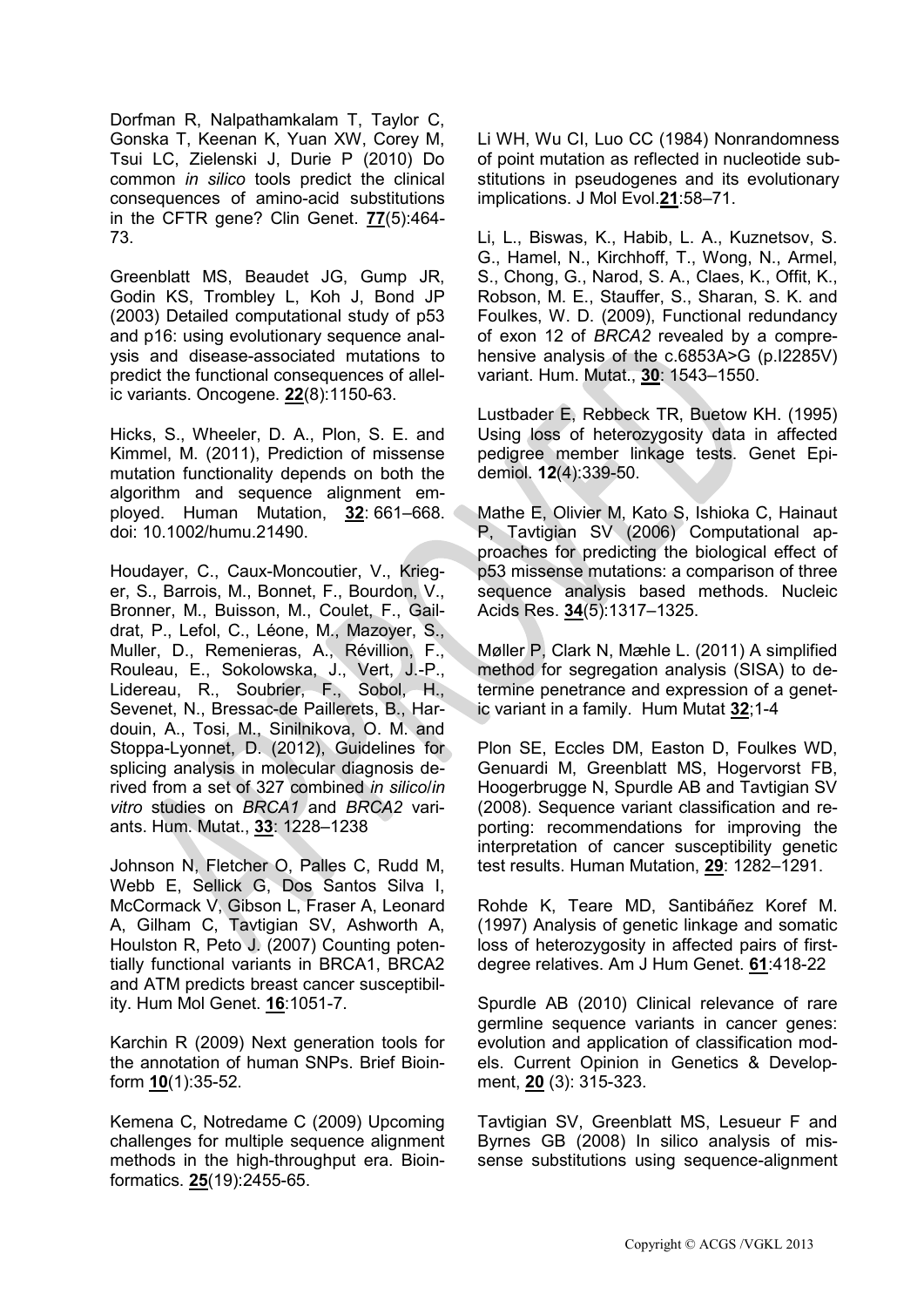Dorfman R, Nalpathamkalam T, Taylor C, Gonska T, Keenan K, Yuan XW, Corey M, Tsui LC, Zielenski J, Durie P (2010) Do common *in silico* tools predict the clinical consequences of amino-acid substitutions in the CFTR gene? Clin Genet. **77**(5):464-73.

Greenblatt MS, Beaudet JG, Gump JR, Godin KS, Trombley L, Koh J, Bond JP (2003) Detailed computational study of p53 and p16: using evolutionary sequence analysis and disease-associated mutations to predict the functional consequences of allelic variants. Oncogene. **22**(8):1150-63.

Hicks, S., Wheeler, D. A., Plon, S. E. and Kimmel, M. (2011), Prediction of missense mutation functionality depends on both the algorithm and sequence alignment employed. Human Mutation, **32**: 661–668. doi: 10.1002/humu.21490.

Houdayer, C., Caux-Moncoutier, V., Krieger, S., Barrois, M., Bonnet, F., Bourdon, V., Bronner, M., Buisson, M., Coulet, F., Gaildrat, P., Lefol, C., Léone, M., Mazoyer, S., Muller, D., Remenieras, A., Révillion, F., Rouleau, E., Sokolowska, J., Vert, J.-P., Lidereau, R., Soubrier, F., Sobol, H., Sevenet, N., Bressac-de Paillerets, B., Hardouin, A., Tosi, M., Sinilnikova, O. M. and Stoppa-Lyonnet, D. (2012), Guidelines for splicing analysis in molecular diagnosis derived from a set of 327 combined *in silico/in vitro* studies on *BRCA1* and *BRCA2* variants. Hum. Mutat., **33**: 1228–1238

Johnson N, Fletcher O, Palles C, Rudd M, Webb E, Sellick G, Dos Santos Silva I, McCormack V, Gibson L, Fraser A, Leonard A, Gilham C, Tavtigian SV, Ashworth A, Houlston R, Peto J. (2007) Counting potentially functional variants in BRCA1, BRCA2 and ATM predicts breast cancer susceptibility. Hum Mol Genet. **16**:1051-7.

Karchin R (2009) Next generation tools for the annotation of human SNPs. Brief Bioinform **10**(1):35-52.

Kemena C, Notredame C (2009) Upcoming challenges for multiple sequence alignment methods in the high-throughput era. Bioinformatics. **25**(19):2455-65.

Li WH, Wu CI, Luo CC (1984) Nonrandomness of point mutation as reflected in nucleotide substitutions in pseudogenes and its evolutionary implications. J Mol Evol.**21**:58–71.

Li, L., Biswas, K., Habib, L. A., Kuznetsov, S. G., Hamel, N., Kirchhoff, T., Wong, N., Armel, S., Chong, G., Narod, S. A., Claes, K., Offit, K., Robson, M. E., Stauffer, S., Sharan, S. K. and Foulkes, W. D. (2009), Functional redundancy of exon 12 of *BRCA2* revealed by a comprehensive analysis of the c.6853A>G (p.I2285V) variant. Hum. Mutat., **30**: 1543–1550.

Lustbader E, Rebbeck TR, Buetow KH. (1995) Using loss of heterozygosity data in affected pedigree member linkage tests. Genet Epidemiol. **12**(4):339-50.

Mathe E, Olivier M, Kato S, Ishioka C, Hainaut P, Tavtigian SV (2006) Computational approaches for predicting the biological effect of p53 missense mutations: a comparison of three sequence analysis based methods. Nucleic Acids Res. **34**(5):1317–1325.

Møller P, Clark N, Mæhle L. (2011) A simplified method for segregation analysis (SISA) to determine penetrance and expression of a genetic variant in a family. Hum Mutat **32**;1-4

Plon SE, Eccles DM, Easton D, Foulkes WD, Genuardi M, Greenblatt MS, Hogervorst FB, Hoogerbrugge N, Spurdle AB and Tavtigian SV (2008). Sequence variant classification and reporting: recommendations for improving the interpretation of cancer susceptibility genetic test results. Human Mutation, **29**: 1282–1291.

Rohde K, Teare MD, Santibáñez Koref M. (1997) Analysis of genetic linkage and somatic loss of heterozygosity in affected pairs of first-degree relatives. Am J Hum Genet. **61**:418-22

Spurdle AB (2010) Clinical relevance of rare germline sequence variants in cancer genes: evolution and application of classification models. Current Opinion in Genetics & Development, **20** (3): 315-323.

Tavtigian SV, Greenblatt MS, Lesueur F and Byrnes GB (2008) In silico analysis of missense substitutions using sequence-alignment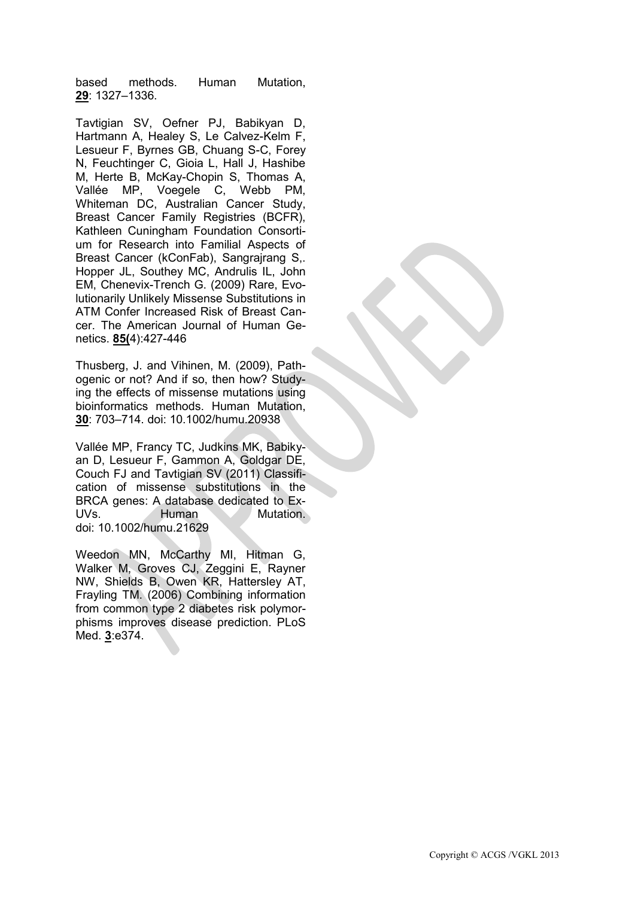based methods. Human Mutation, **29**: 1327–1336.

Tavtigian SV, Oefner PJ, Babikyan D, Hartmann A, Healey S, Le Calvez-Kelm F, Lesueur F, Byrnes GB, Chuang S-C, Forey N, Feuchtinger C, Gioia L, Hall J, Hashibe M, Herte B, McKay-Chopin S, Thomas A, Vallée MP, Voegele C, Webb PM, Whiteman DC, Australian Cancer Study, Breast Cancer Family Registries (BCFR), Kathleen Cuningham Foundation Consortium for Research into Familial Aspects of Breast Cancer (kConFab), Sangrajrang S,. Hopper JL, Southey MC, Andrulis IL, John EM, Chenevix-Trench G. (2009) Rare, Evolutionarily Unlikely Missense Substitutions in ATM Confer Increased Risk of Breast Cancer. The American Journal of Human Genetics. **85(**4):427-446

Thusberg, J. and Vihinen, M. (2009), Pathogenic or not? And if so, then how? Studying the effects of missense mutations using bioinformatics methods. Human Mutation, **30**: 703–714. doi: 10.1002/humu.20938

Vallée MP, Francy TC, Judkins MK, Babikyan D, Lesueur F, Gammon A, Goldgar DE, Couch FJ and Tavtigian SV (2011) Classification of missense substitutions in the BRCA genes: A database dedicated to Ex-UVs. Human Mutation. doi: 10.1002/humu.21629

Weedon MN, McCarthy MI, Hitman G, Walker M, Groves CJ, Zeggini E, Rayner NW, Shields B, Owen KR, Hattersley AT, Frayling TM. (2006) Combining information from common type 2 diabetes risk polymorphisms improves disease prediction. PLoS Med. **3**:e374.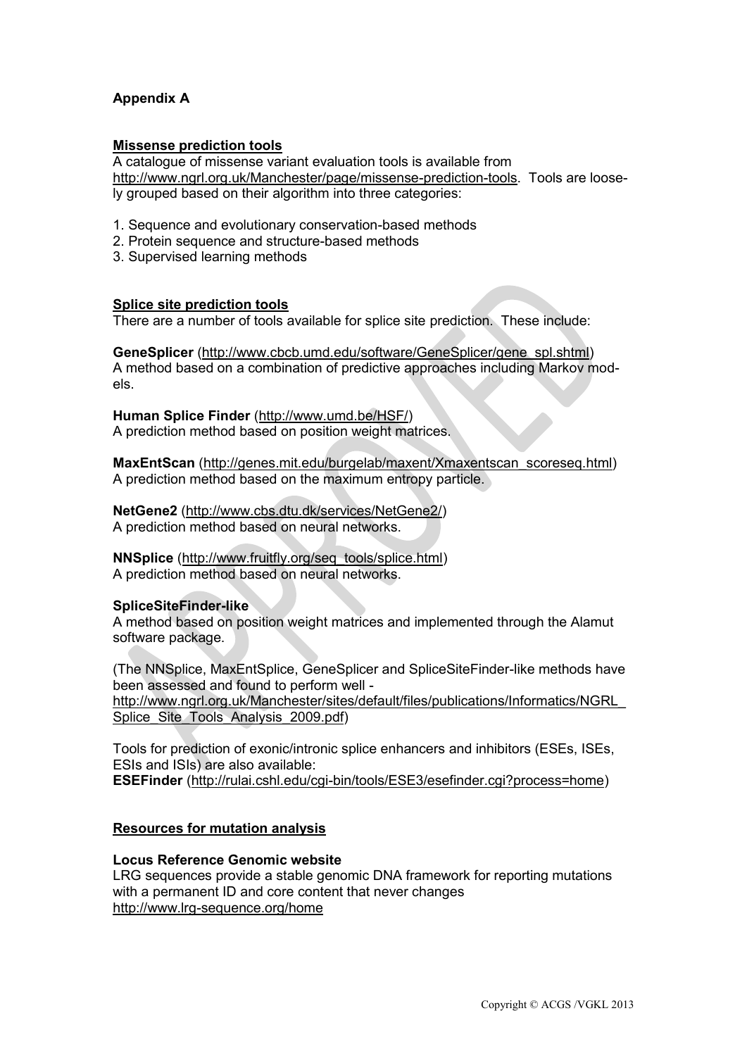## Appendix A

### Missense prediction tools

A catalogue of missense variant evaluation tools is available from http://www.ngrl.org.uk/Manchester/page/missense-prediction-tools. Tools are loosely grouped based on their algorithm into three categories:

1. Sequence and evolutionary conservation-based methods
2. Protein sequence and structure-based methods
3. Supervised learning methods

### Splice site prediction tools

There are a number of tools available for splice site prediction. These include:

**GeneSplicer** (http://www.cbcb.umd.edu/software/GeneSplicer/gene_spl.shtml)
A method based on a combination of predictive approaches including Markov models.

**Human Splice Finder** (http://www.umd.be/HSF/)
A prediction method based on position weight matrices.

**MaxEntScan** (http://genes.mit.edu/burgelab/maxent/Xmaxentscan_scoreseq.html)
A prediction method based on the maximum entropy particle.

**NetGene2** (http://www.cbs.dtu.dk/services/NetGene2/)
A prediction method based on neural networks.

**NNSplice** (http://www.fruitfly.org/seq_tools/splice.html)
A prediction method based on neural networks.

**SpliceSiteFinder-like**
A method based on position weight matrices and implemented through the Alamut software package.

(The NNSplice, MaxEntSplice, GeneSplicer and SpliceSiteFinder-like methods have been assessed and found to perform well - http://www.ngrl.org.uk/Manchester/sites/default/files/publications/Informatics/NGRL_Splice_Site_Tools_Analysis_2009.pdf)

Tools for prediction of exonic/intronic splice enhancers and inhibitors (ESEs, ISEs, ESIs and ISIs) are also available:
**ESEFinder** (http://rulai.cshl.edu/cgi-bin/tools/ESE3/esefinder.cgi?process=home)

### Resources for mutation analysis

**Locus Reference Genomic website**
LRG sequences provide a stable genomic DNA framework for reporting mutations with a permanent ID and core content that never changes
http://www.lrg-sequence.org/home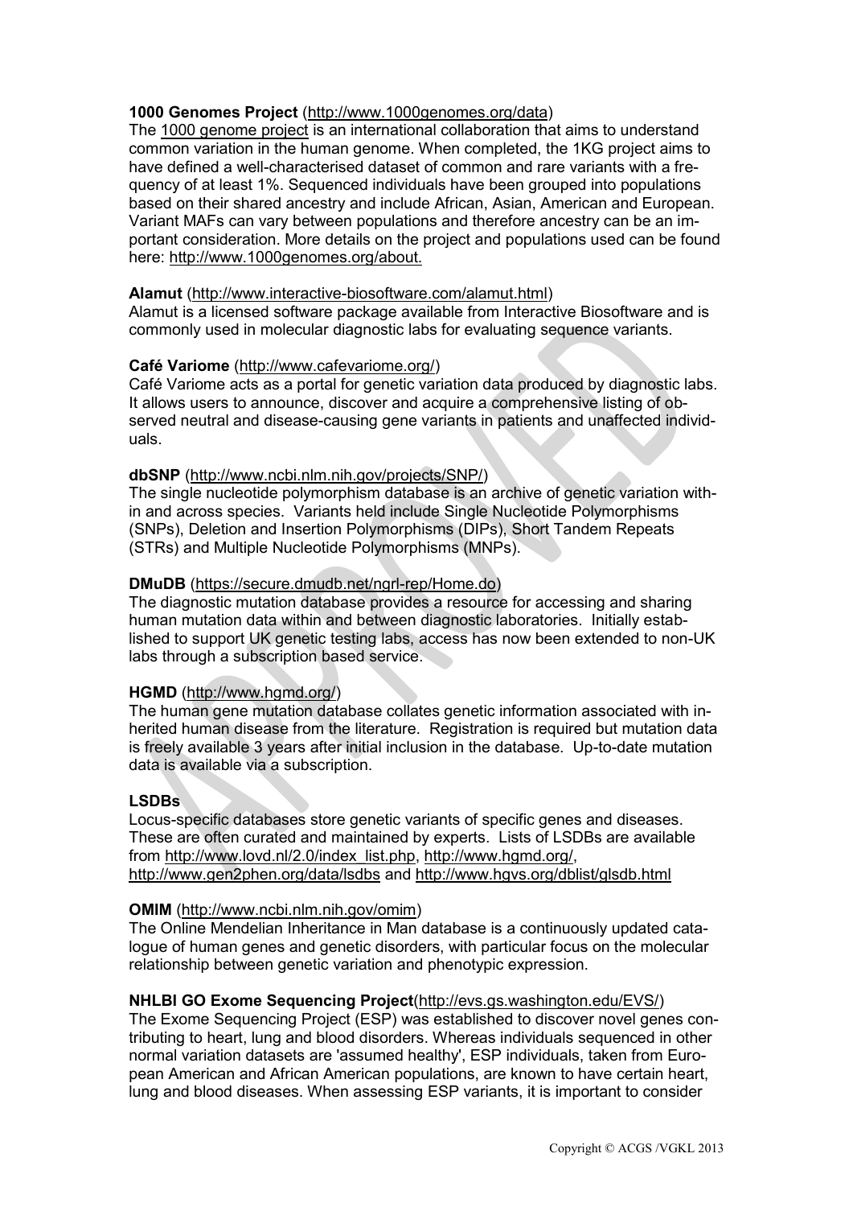**1000 Genomes Project** (http://www.1000genomes.org/data)
The 1000 genome project is an international collaboration that aims to understand common variation in the human genome. When completed, the 1KG project aims to have defined a well-characterised dataset of common and rare variants with a frequency of at least 1%. Sequenced individuals have been grouped into populations based on their shared ancestry and include African, Asian, American and European. Variant MAFs can vary between populations and therefore ancestry can be an important consideration. More details on the project and populations used can be found here: http://www.1000genomes.org/about.

**Alamut** (http://www.interactive-biosoftware.com/alamut.html)
Alamut is a licensed software package available from Interactive Biosoftware and is commonly used in molecular diagnostic labs for evaluating sequence variants.

**Café Variome** (http://www.cafevariome.org/)
Café Variome acts as a portal for genetic variation data produced by diagnostic labs. It allows users to announce, discover and acquire a comprehensive listing of observed neutral and disease-causing gene variants in patients and unaffected individuals.

**dbSNP** (http://www.ncbi.nlm.nih.gov/projects/SNP/)
The single nucleotide polymorphism database is an archive of genetic variation within and across species. Variants held include Single Nucleotide Polymorphisms (SNPs), Deletion and Insertion Polymorphisms (DIPs), Short Tandem Repeats (STRs) and Multiple Nucleotide Polymorphisms (MNPs).

**DMuDB** (https://secure.dmudb.net/ngrl-rep/Home.do)
The diagnostic mutation database provides a resource for accessing and sharing human mutation data within and between diagnostic laboratories. Initially established to support UK genetic testing labs, access has now been extended to non-UK labs through a subscription based service.

**HGMD** (http://www.hgmd.org/)
The human gene mutation database collates genetic information associated with inherited human disease from the literature. Registration is required but mutation data is freely available 3 years after initial inclusion in the database. Up-to-date mutation data is available via a subscription.

**LSDBs**
Locus-specific databases store genetic variants of specific genes and diseases. These are often curated and maintained by experts. Lists of LSDBs are available from http://www.lovd.nl/2.0/index_list.php, http://www.hgmd.org/, http://www.gen2phen.org/data/lsdbs and http://www.hgvs.org/dblist/glsdb.html

**OMIM** (http://www.ncbi.nlm.nih.gov/omim)
The Online Mendelian Inheritance in Man database is a continuously updated catalogue of human genes and genetic disorders, with particular focus on the molecular relationship between genetic variation and phenotypic expression.

**NHLBI GO Exome Sequencing Project**(http://evs.gs.washington.edu/EVS/)
The Exome Sequencing Project (ESP) was established to discover novel genes contributing to heart, lung and blood disorders. Whereas individuals sequenced in other normal variation datasets are 'assumed healthy', ESP individuals, taken from European American and African American populations, are known to have certain heart, lung and blood diseases. When assessing ESP variants, it is important to consider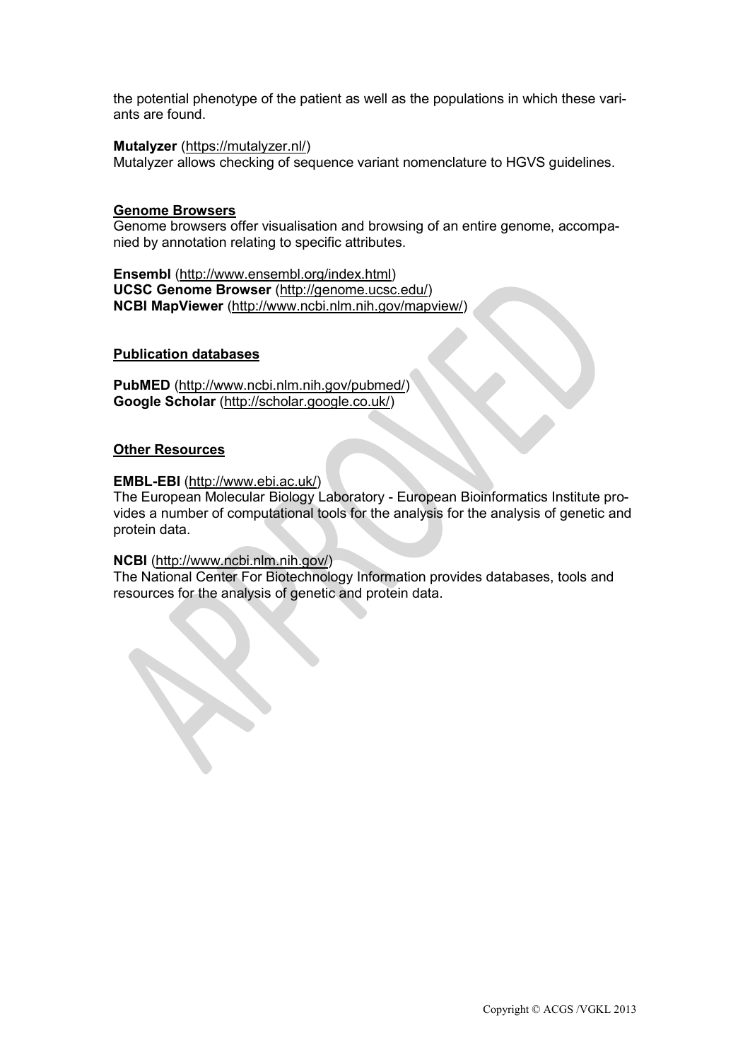the potential phenotype of the patient as well as the populations in which these variants are found.

**Mutalyzer** (https://mutalyzer.nl/)
Mutalyzer allows checking of sequence variant nomenclature to HGVS guidelines.

## Genome Browsers

Genome browsers offer visualisation and browsing of an entire genome, accompanied by annotation relating to specific attributes.

**Ensembl** (http://www.ensembl.org/index.html)
**UCSC Genome Browser** (http://genome.ucsc.edu/)
**NCBI MapViewer** (http://www.ncbi.nlm.nih.gov/mapview/)

## Publication databases

**PubMED** (http://www.ncbi.nlm.nih.gov/pubmed/)
**Google Scholar** (http://scholar.google.co.uk/)

## Other Resources

**EMBL-EBI** (http://www.ebi.ac.uk/)
The European Molecular Biology Laboratory - European Bioinformatics Institute provides a number of computational tools for the analysis for the analysis of genetic and protein data.

**NCBI** (http://www.ncbi.nlm.nih.gov/)
The National Center For Biotechnology Information provides databases, tools and resources for the analysis of genetic and protein data.

Copyright © ACGS /VGKL 2013